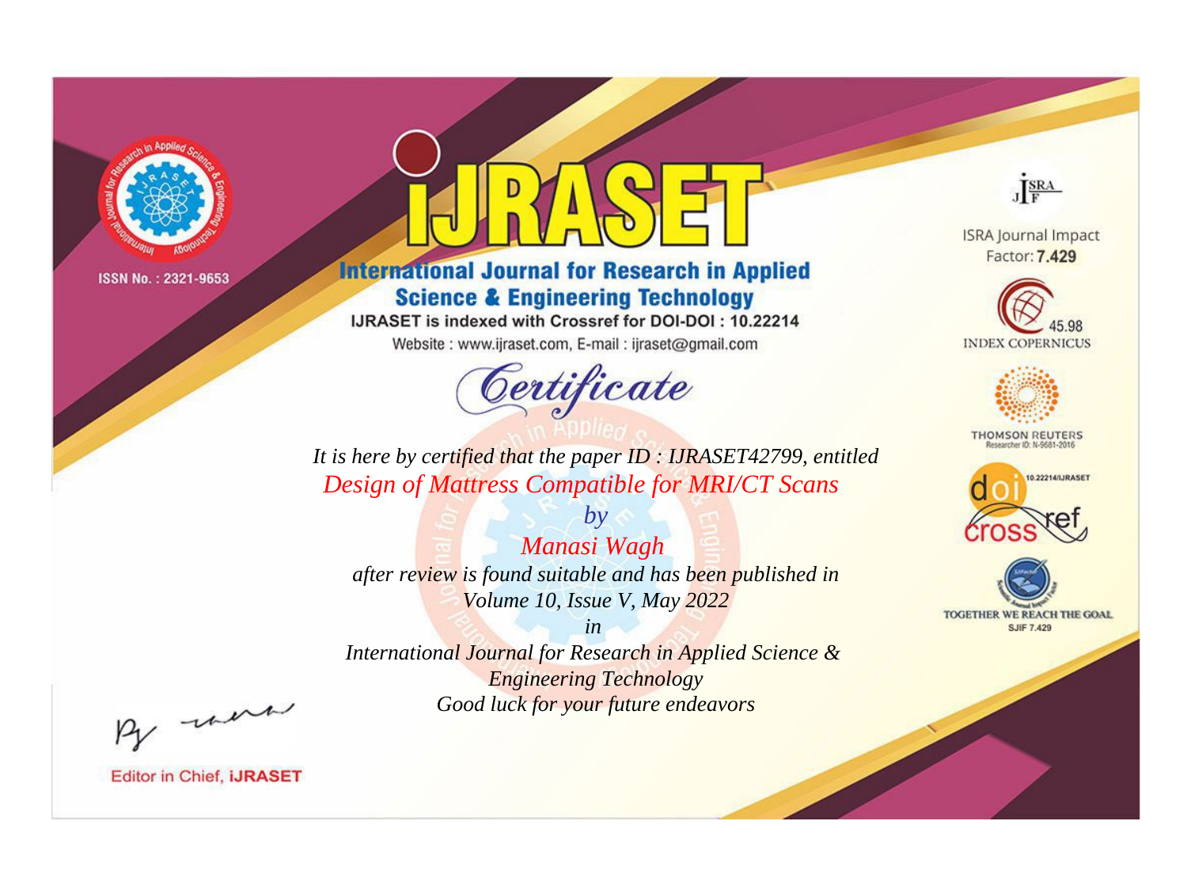ISSN No. : 2321-9653

# iJRASET

## International Journal for Research in Applied Science & Engineering Technology

IJRASET is indexed with Crossref for DOI-DOI : 10.22214

Website : www.ijraset.com, E-mail : ijraset@gmail.com

## Certificate

*It is here by certified that the paper ID : IJRASET42799, entitled*

*Design of Mattress Compatible for MRI/CT Scans*

*by*

*Manasi Wagh*

*after review is found suitable and has been published in*

*Volume 10, Issue V, May 2022*

*in*

*International Journal for Research in Applied Science & Engineering Technology*

*Good luck for your future endeavors*

ISRA Journal Impact Factor: **7.429**

45.98 INDEX COPERNICUS

THOMSON REUTERS Researcher ID: N-9681-2016

10.22214/IJRASET

TOGETHER WE REACH THE GOAL SJIF 7.429

Editor in Chief, **iJRASET**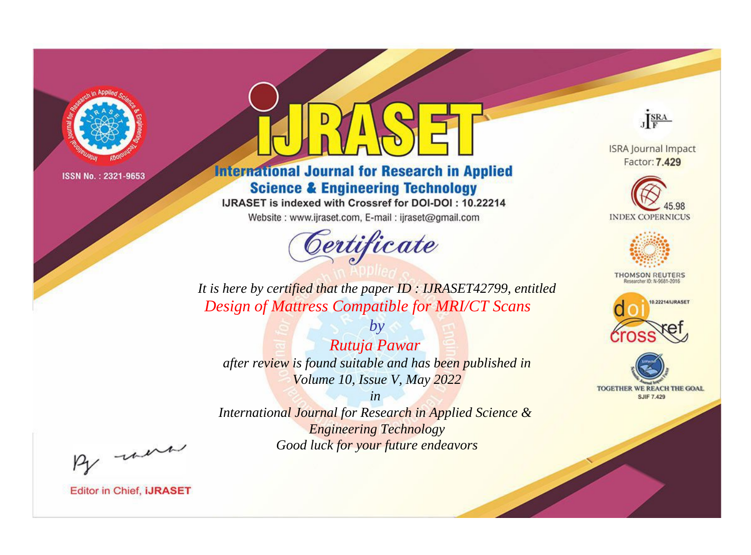ISSN No. : 2321-9653

# iJRASET

## International Journal for Research in Applied Science & Engineering Technology

IJRASET is indexed with Crossref for DOI-DOI : 10.22214

Website : www.ijraset.com, E-mail : ijraset@gmail.com

ISRA Journal Impact Factor: **7.429**

45.98 INDEX COPERNICUS

THOMSON REUTERS Researcher ID: N-9681-2016

10.22214/IJRASET

TOGETHER WE REACH THE GOAL SJIF 7.429

# *Certificate*

*It is here by certified that the paper ID : IJRASET42799, entitled*

*Design of Mattress Compatible for MRI/CT Scans*

*by*

*Rutuja Pawar*

*after review is found suitable and has been published in*

*Volume 10, Issue V, May 2022*

*in*

*International Journal for Research in Applied Science & Engineering Technology*

*Good luck for your future endeavors*

Editor in Chief, **iJRASET**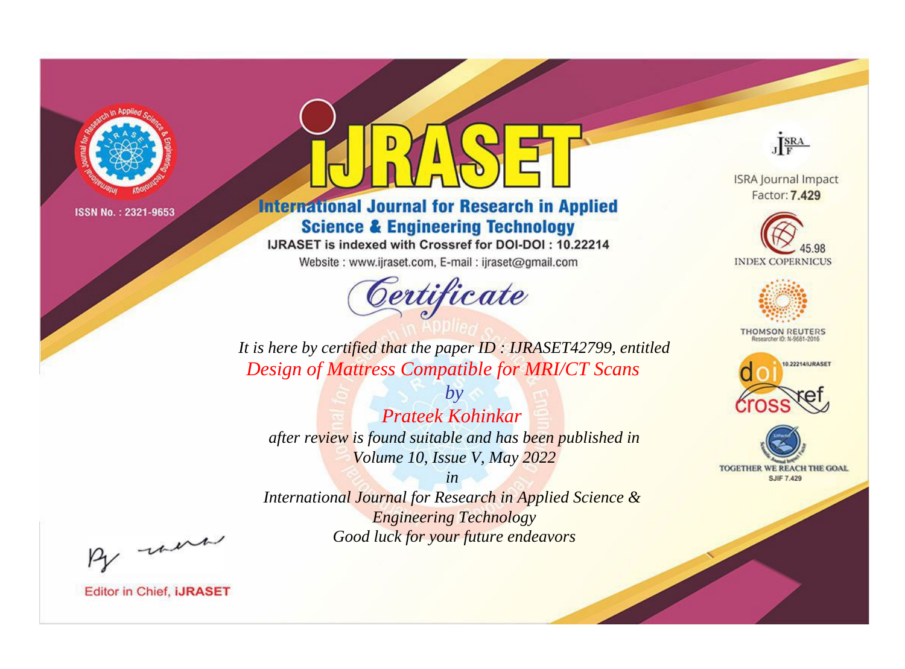ISSN No. : 2321-9653

# iJRASET

## International Journal for Research in Applied Science & Engineering Technology

IJRASET is indexed with Crossref for DOI-DOI : 10.22214

Website : www.ijraset.com, E-mail : ijraset@gmail.com

ISRA Journal Impact Factor: **7.429**

45.98 INDEX COPERNICUS

THOMSON REUTERS Researcher ID: N-9681-2016

10.22214/IJRASET

TOGETHER WE REACH THE GOAL SJIF 7.429

# *Certificate*

*It is here by certified that the paper ID : IJRASET42799, entitled*

*Design of Mattress Compatible for MRI/CT Scans*

*by*

*Prateek Kohinkar*

*after review is found suitable and has been published in*

*Volume 10, Issue V, May 2022*

*in*

*International Journal for Research in Applied Science & Engineering Technology*

*Good luck for your future endeavors*

Editor in Chief, **iJRASET**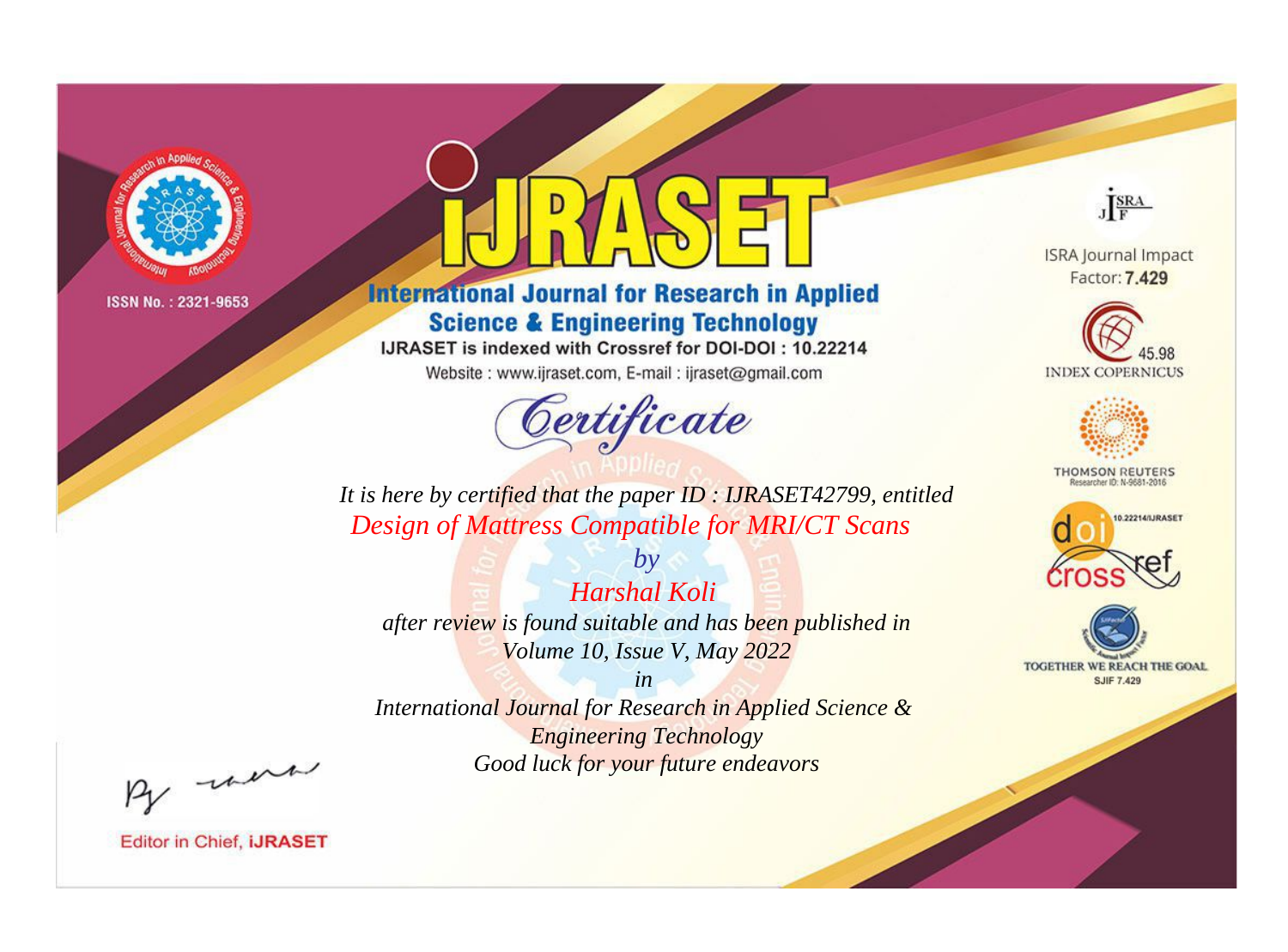ISSN No. : 2321-9653

# IJRASET

## International Journal for Research in Applied Science & Engineering Technology

IJRASET is indexed with Crossref for DOI-DOI : 10.22214

Website : www.ijraset.com, E-mail : ijraset@gmail.com

*Certificate*

*It is here by certified that the paper ID : IJRASET42799, entitled*

*Design of Mattress Compatible for MRI/CT Scans*

*by*

*Harshal Koli*

*after review is found suitable and has been published in*

*Volume 10, Issue V, May 2022*

*in*

*International Journal for Research in Applied Science & Engineering Technology*

*Good luck for your future endeavors*

ISRA Journal Impact Factor: **7.429**

45.98 INDEX COPERNICUS

THOMSON REUTERS Researcher ID: N-9681-2016

10.22214/IJRASET

TOGETHER WE REACH THE GOAL SJIF 7.429

Editor in Chief, **iJRASET**